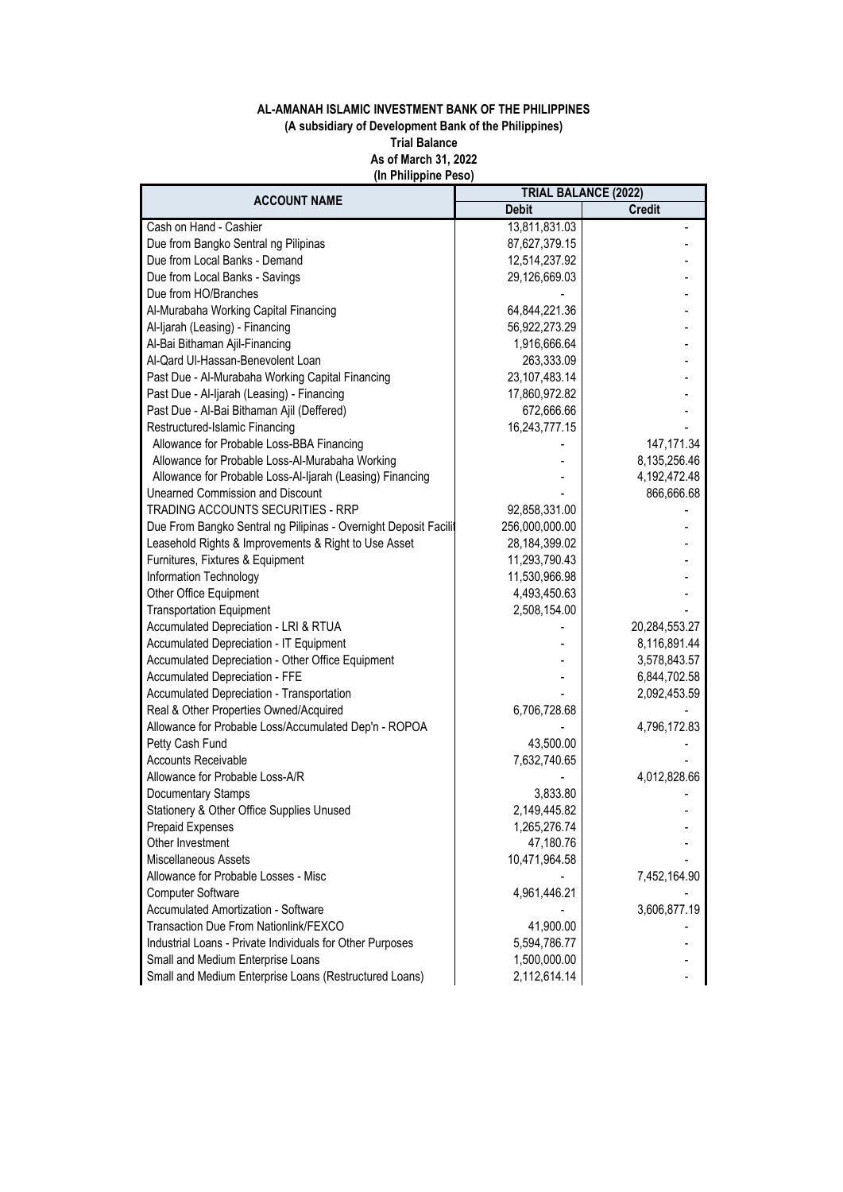**AL-AMANAH ISLAMIC INVESTMENT BANK OF THE PHILIPPINES**
**(A subsidiary of Development Bank of the Philippines)**
**Trial Balance**
**As of March 31, 2022**
**(In Philippine Peso)**

| ACCOUNT NAME | TRIAL BALANCE (2022) | |
|---|---|---|
| | Debit | Credit |
| Cash on Hand - Cashier | 13,811,831.03 | - |
| Due from Bangko Sentral ng Pilipinas | 87,627,379.15 | - |
| Due from Local Banks - Demand | 12,514,237.92 | - |
| Due from Local Banks - Savings | 29,126,669.03 | - |
| Due from HO/Branches | - | - |
| Al-Murabaha Working Capital Financing | 64,844,221.36 | - |
| Al-Ijarah (Leasing) - Financing | 56,922,273.29 | - |
| Al-Bai Bithaman Ajil-Financing | 1,916,666.64 | - |
| Al-Qard Ul-Hassan-Benevolent Loan | 263,333.09 | - |
| Past Due - Al-Murabaha Working Capital Financing | 23,107,483.14 | - |
| Past Due - Al-Ijarah (Leasing) - Financing | 17,860,972.82 | - |
| Past Due - Al-Bai Bithaman Ajil (Deffered) | 672,666.66 | - |
| Restructured-Islamic Financing | 16,243,777.15 | - |
| Allowance for Probable Loss-BBA Financing | - | 147,171.34 |
| Allowance for Probable Loss-Al-Murabaha Working | - | 8,135,256.46 |
| Allowance for Probable Loss-Al-Ijarah (Leasing) Financing | - | 4,192,472.48 |
| Unearned Commission and Discount | - | 866,666.68 |
| TRADING ACCOUNTS SECURITIES - RRP | 92,858,331.00 | - |
| Due From Bangko Sentral ng Pilipinas - Overnight Deposit Facilit | 256,000,000.00 | - |
| Leasehold Rights & Improvements & Right to Use Asset | 28,184,399.02 | - |
| Furnitures, Fixtures & Equipment | 11,293,790.43 | - |
| Information Technology | 11,530,966.98 | - |
| Other Office Equipment | 4,493,450.63 | - |
| Transportation Equipment | 2,508,154.00 | - |
| Accumulated Depreciation - LRI & RTUA | - | 20,284,553.27 |
| Accumulated Depreciation - IT Equipment | - | 8,116,891.44 |
| Accumulated Depreciation - Other Office Equipment | - | 3,578,843.57 |
| Accumulated Depreciation - FFE | - | 6,844,702.58 |
| Accumulated Depreciation - Transportation | - | 2,092,453.59 |
| Real & Other Properties Owned/Acquired | 6,706,728.68 | - |
| Allowance for Probable Loss/Accumulated Dep'n - ROPOA | - | 4,796,172.83 |
| Petty Cash Fund | 43,500.00 | - |
| Accounts Receivable | 7,632,740.65 | - |
| Allowance for Probable Loss-A/R | - | 4,012,828.66 |
| Documentary Stamps | 3,833.80 | - |
| Stationery & Other Office Supplies Unused | 2,149,445.82 | - |
| Prepaid Expenses | 1,265,276.74 | - |
| Other Investment | 47,180.76 | - |
| Miscellaneous Assets | 10,471,964.58 | - |
| Allowance for Probable Losses - Misc | - | 7,452,164.90 |
| Computer Software | 4,961,446.21 | - |
| Accumulated Amortization - Software | - | 3,606,877.19 |
| Transaction Due From Nationlink/FEXCO | 41,900.00 | - |
| Industrial Loans - Private Individuals for Other Purposes | 5,594,786.77 | - |
| Small and Medium Enterprise Loans | 1,500,000.00 | - |
| Small and Medium Enterprise Loans (Restructured Loans) | 2,112,614.14 | - |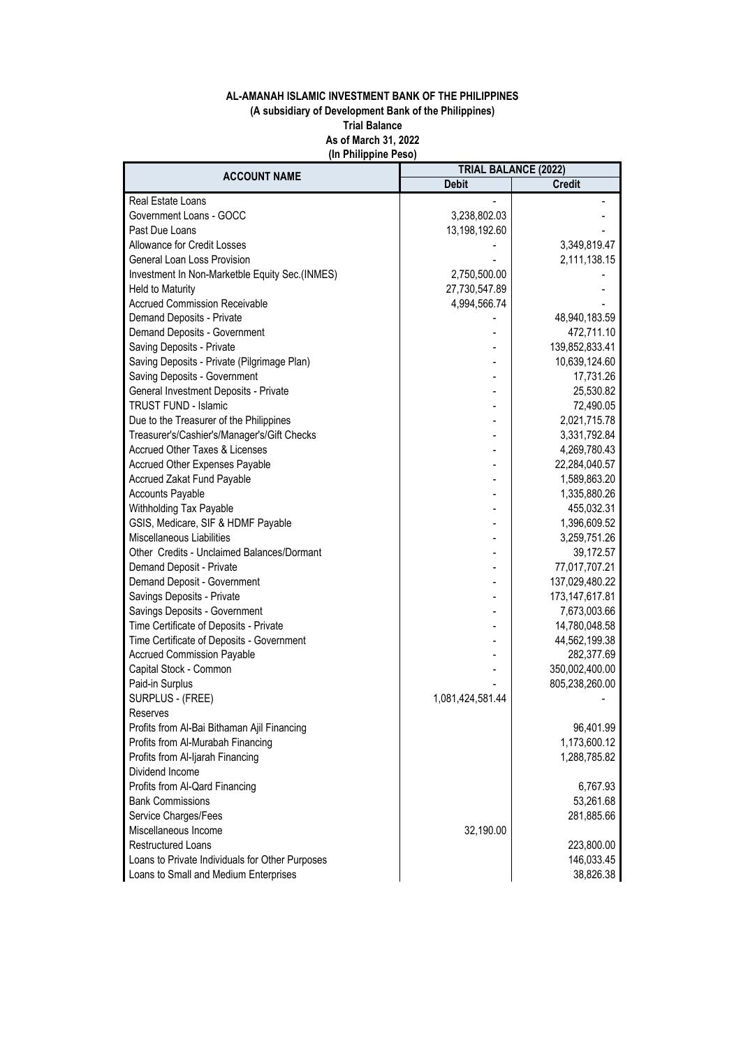**AL-AMANAH ISLAMIC INVESTMENT BANK OF THE PHILIPPINES**

**(A subsidiary of Development Bank of the Philippines)**

**Trial Balance**

**As of March 31, 2022**

**(In Philippine Peso)**

| ACCOUNT NAME | TRIAL BALANCE (2022) | |
|---|---|---|
| | Debit | Credit |
| Real Estate Loans | - | - |
| Government Loans - GOCC | 3,238,802.03 | - |
| Past Due Loans | 13,198,192.60 | - |
| Allowance for Credit Losses | - | 3,349,819.47 |
| General Loan Loss Provision | - | 2,111,138.15 |
| Investment In Non-Marketble Equity Sec.(INMES) | 2,750,500.00 | - |
| Held to Maturity | 27,730,547.89 | - |
| Accrued Commission Receivable | 4,994,566.74 | - |
| Demand Deposits - Private | - | 48,940,183.59 |
| Demand Deposits - Government | - | 472,711.10 |
| Saving Deposits - Private | - | 139,852,833.41 |
| Saving Deposits - Private (Pilgrimage Plan) | - | 10,639,124.60 |
| Saving Deposits - Government | - | 17,731.26 |
| General Investment Deposits - Private | - | 25,530.82 |
| TRUST FUND - Islamic | - | 72,490.05 |
| Due to the Treasurer of the Philippines | - | 2,021,715.78 |
| Treasurer's/Cashier's/Manager's/Gift Checks | - | 3,331,792.84 |
| Accrued Other Taxes & Licenses | - | 4,269,780.43 |
| Accrued Other Expenses Payable | - | 22,284,040.57 |
| Accrued Zakat Fund Payable | - | 1,589,863.20 |
| Accounts Payable | - | 1,335,880.26 |
| Withholding Tax Payable | - | 455,032.31 |
| GSIS, Medicare, SIF & HDMF Payable | - | 1,396,609.52 |
| Miscellaneous Liabilities | - | 3,259,751.26 |
| Other Credits - Unclaimed Balances/Dormant | - | 39,172.57 |
| Demand Deposit - Private | - | 77,017,707.21 |
| Demand Deposit - Government | - | 137,029,480.22 |
| Savings Deposits - Private | - | 173,147,617.81 |
| Savings Deposits - Government | - | 7,673,003.66 |
| Time Certificate of Deposits - Private | - | 14,780,048.58 |
| Time Certificate of Deposits - Government | - | 44,562,199.38 |
| Accrued Commission Payable | - | 282,377.69 |
| Capital Stock - Common | - | 350,002,400.00 |
| Paid-in Surplus | - | 805,238,260.00 |
| SURPLUS - (FREE) | 1,081,424,581.44 | - |
| Reserves | | |
| Profits from Al-Bai Bithaman Ajil Financing | | 96,401.99 |
| Profits from Al-Murabah Financing | | 1,173,600.12 |
| Profits from Al-Ijarah Financing | | 1,288,785.82 |
| Dividend Income | | |
| Profits from Al-Qard Financing | | 6,767.93 |
| Bank Commissions | | 53,261.68 |
| Service Charges/Fees | | 281,885.66 |
| Miscellaneous Income | 32,190.00 | |
| Restructured Loans | | 223,800.00 |
| Loans to Private Individuals for Other Purposes | | 146,033.45 |
| Loans to Small and Medium Enterprises | | 38,826.38 |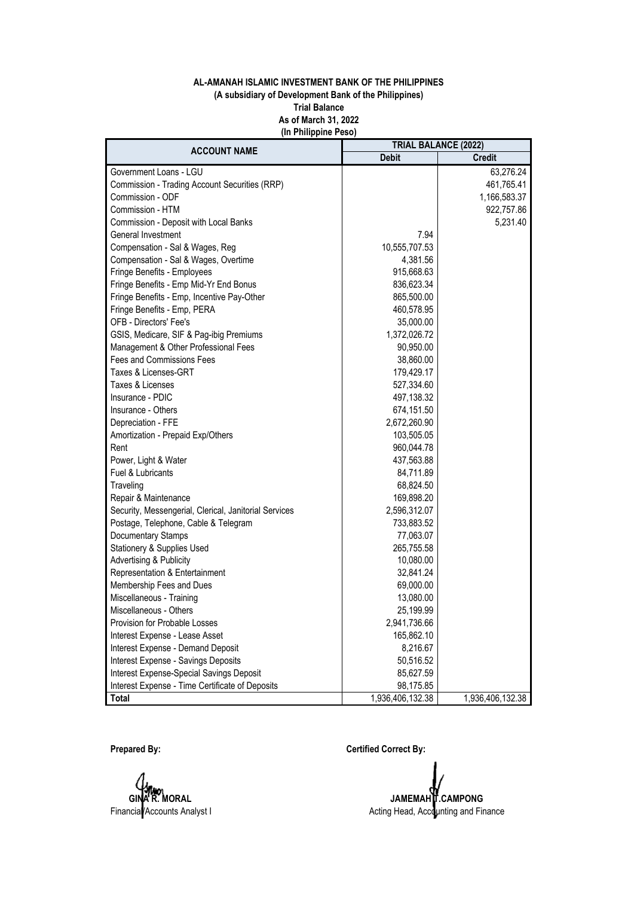**AL-AMANAH ISLAMIC INVESTMENT BANK OF THE PHILIPPINES**
**(A subsidiary of Development Bank of the Philippines)**
**Trial Balance**
**As of March 31, 2022**
**(In Philippine Peso)**

| ACCOUNT NAME | TRIAL BALANCE (2022) | |
|---|---|---|
| | Debit | Credit |
| Government Loans - LGU | | 63,276.24 |
| Commission - Trading Account Securities (RRP) | | 461,765.41 |
| Commission - ODF | | 1,166,583.37 |
| Commission - HTM | | 922,757.86 |
| Commission - Deposit with Local Banks | | 5,231.40 |
| General Investment | 7.94 | |
| Compensation - Sal & Wages, Reg | 10,555,707.53 | |
| Compensation - Sal & Wages, Overtime | 4,381.56 | |
| Fringe Benefits - Employees | 915,668.63 | |
| Fringe Benefits - Emp Mid-Yr End Bonus | 836,623.34 | |
| Fringe Benefits - Emp, Incentive Pay-Other | 865,500.00 | |
| Fringe Benefits - Emp, PERA | 460,578.95 | |
| OFB - Directors' Fee's | 35,000.00 | |
| GSIS, Medicare, SIF & Pag-ibig Premiums | 1,372,026.72 | |
| Management & Other Professional Fees | 90,950.00 | |
| Fees and Commissions Fees | 38,860.00 | |
| Taxes & Licenses-GRT | 179,429.17 | |
| Taxes & Licenses | 527,334.60 | |
| Insurance - PDIC | 497,138.32 | |
| Insurance - Others | 674,151.50 | |
| Depreciation - FFE | 2,672,260.90 | |
| Amortization - Prepaid Exp/Others | 103,505.05 | |
| Rent | 960,044.78 | |
| Power, Light & Water | 437,563.88 | |
| Fuel & Lubricants | 84,711.89 | |
| Traveling | 68,824.50 | |
| Repair & Maintenance | 169,898.20 | |
| Security, Messengerial, Clerical, Janitorial Services | 2,596,312.07 | |
| Postage, Telephone, Cable & Telegram | 733,883.52 | |
| Documentary Stamps | 77,063.07 | |
| Stationery & Supplies Used | 265,755.58 | |
| Advertising & Publicity | 10,080.00 | |
| Representation & Entertainment | 32,841.24 | |
| Membership Fees and Dues | 69,000.00 | |
| Miscellaneous - Training | 13,080.00 | |
| Miscellaneous - Others | 25,199.99 | |
| Provision for Probable Losses | 2,941,736.66 | |
| Interest Expense - Lease Asset | 165,862.10 | |
| Interest Expense - Demand Deposit | 8,216.67 | |
| Interest Expense - Savings Deposits | 50,516.52 | |
| Interest Expense-Special Savings Deposit | 85,627.59 | |
| Interest Expense - Time Certificate of Deposits | 98,175.85 | |
| **Total** | 1,936,406,132.38 | 1,936,406,132.38 |

**Prepared By:**

**GINA R. MORAL**
Financial/Accounts Analyst I

**Certified Correct By:**

**JAMEMAH T.CAMPONG**
Acting Head, Accounting and Finance